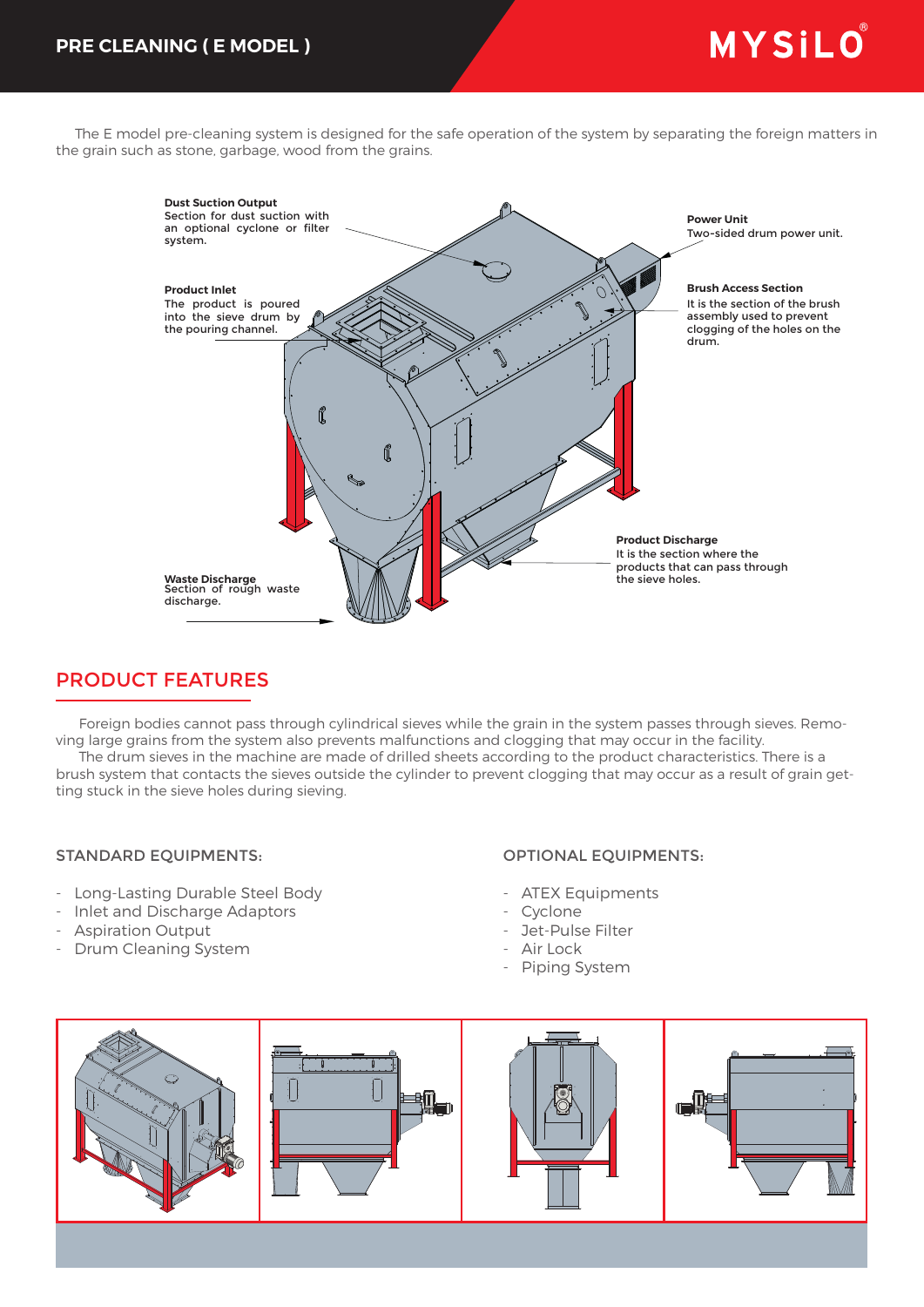# PRE CLEANING ( E MODEL )

MYSiLO®

The E model pre-cleaning system is designed for the safe operation of the system by separating the foreign matters in the grain such as stone, garbage, wood from the grains.

**Dust Suction Output**
Section for dust suction with an optional cyclone or filter system.

**Product Inlet**
The product is poured into the sieve drum by the pouring channel.

**Power Unit**
Two-sided drum power unit.

**Brush Access Section**
It is the section of the brush assembly used to prevent clogging of the holes on the drum.

**Product Discharge**
It is the section where the products that can pass through the sieve holes.

**Waste Discharge**
Section of rough waste discharge.

## PRODUCT FEATURES

Foreign bodies cannot pass through cylindrical sieves while the grain in the system passes through sieves. Removing large grains from the system also prevents malfunctions and clogging that may occur in the facility.

The drum sieves in the machine are made of drilled sheets according to the product characteristics. There is a brush system that contacts the sieves outside the cylinder to prevent clogging that may occur as a result of grain getting stuck in the sieve holes during sieving.

### STANDARD EQUIPMENTS:

- Long-Lasting Durable Steel Body
- Inlet and Discharge Adaptors
- Aspiration Output
- Drum Cleaning System

### OPTIONAL EQUIPMENTS:

- ATEX Equipments
- Cyclone
- Jet-Pulse Filter
- Air Lock
- Piping System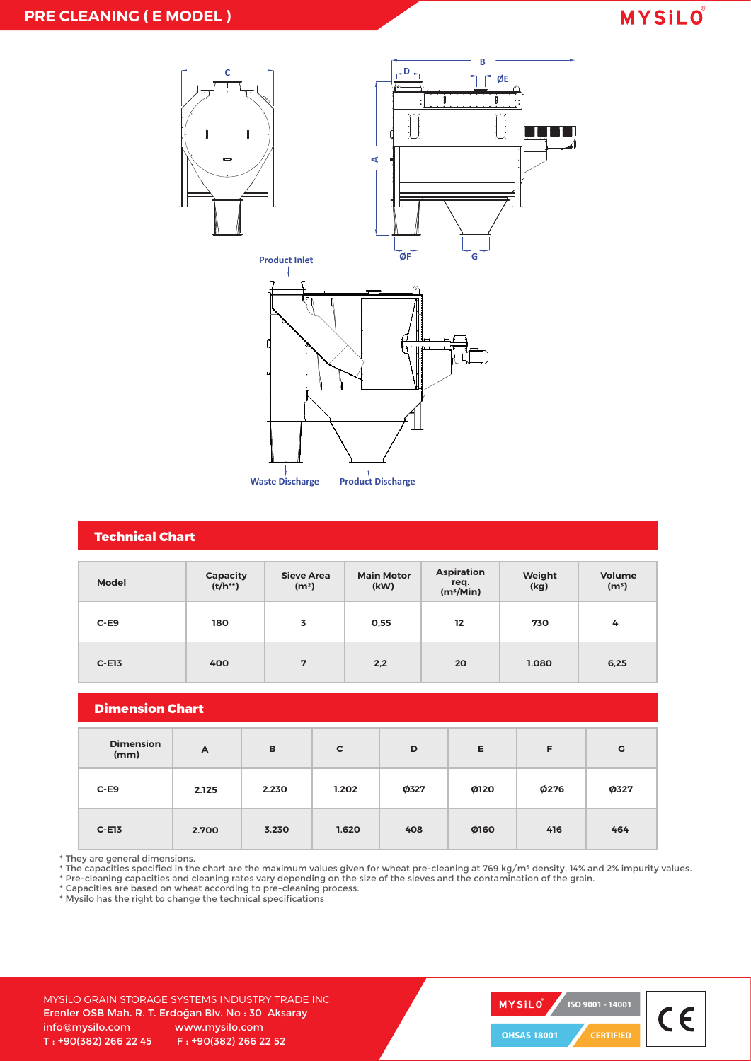# PRE CLEANING ( E MODEL )

C

D

B

ØE

A

ØF

G

Product Inlet

Waste Discharge

Product Discharge

## Technical Chart

| Model | Capacity (t/h**) | Sieve Area ($m^2$) | Main Motor (kW) | Aspiration req. ($m^3$/Min) | Weight (kg) | Volume ($m^3$) |
|---|---|---|---|---|---|---|
| C-E9 | 180 | 3 | 0,55 | 12 | 730 | 4 |
| C-E13 | 400 | 7 | 2,2 | 20 | 1.080 | 6,25 |

## Dimension Chart

| Dimension (mm) | A | B | C | D | E | F | G |
|---|---|---|---|---|---|---|---|
| C-E9 | 2.125 | 2.230 | 1.202 | Ø327 | Ø120 | Ø276 | Ø327 |
| C-E13 | 2.700 | 3.230 | 1.620 | 408 | Ø160 | 416 | 464 |

* They are general dimensions.
* The capacities specified in the chart are the maximum values given for wheat pre-cleaning at 769 kg/m³ density, 14% and 2% impurity values.
* Pre-cleaning capacities and cleaning rates vary depending on the size of the sieves and the contamination of the grain.
* Capacities are based on wheat according to pre-cleaning process.
* Mysilo has the right to change the technical specifications

MYSiLO GRAIN STORAGE SYSTEMS INDUSTRY TRADE INC.
Erenler OSB Mah. R. T. Erdoğan Blv. No : 30 Aksaray
info@mysilo.com www.mysilo.com
T : +90(382) 266 22 45 F : +90(382) 266 22 52

MYSiLO ISO 9001 - 14001 OHSAS 18001 CERTIFIED CE